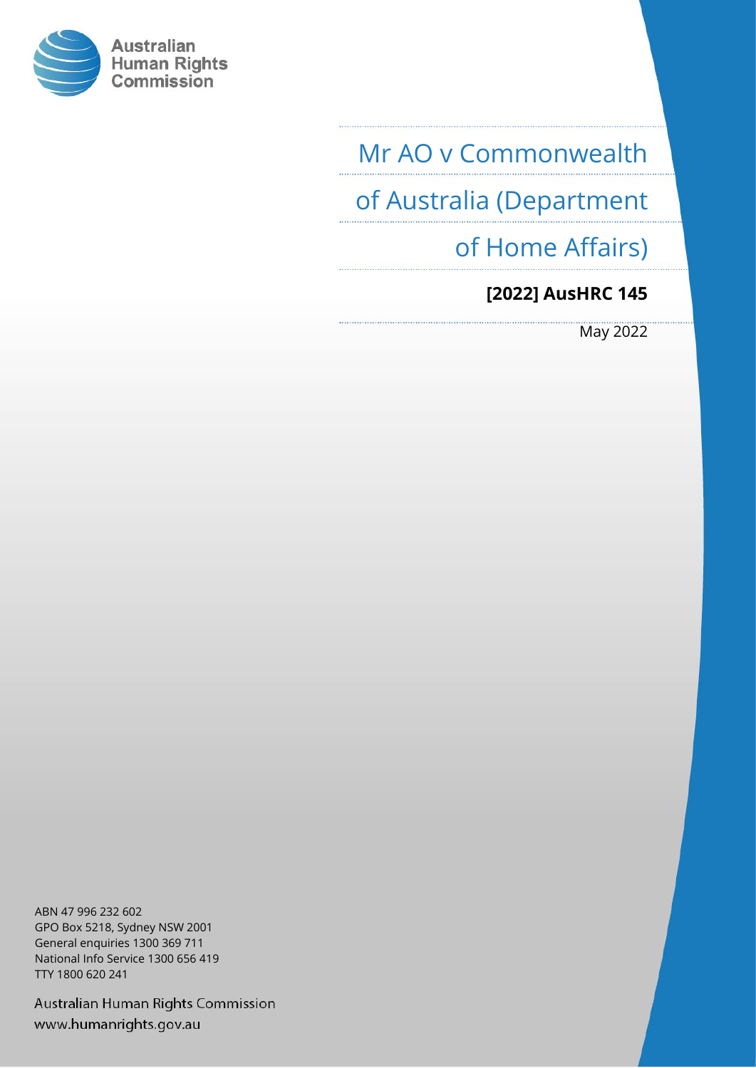Australian Human Rights Commission

# Mr AO v Commonwealth of Australia (Department of Home Affairs)

**[2022] AusHRC 145**

May 2022

ABN 47 996 232 602
GPO Box 5218, Sydney NSW 2001
General enquiries 1300 369 711
National Info Service 1300 656 419
TTY 1800 620 241

Australian Human Rights Commission
www.humanrights.gov.au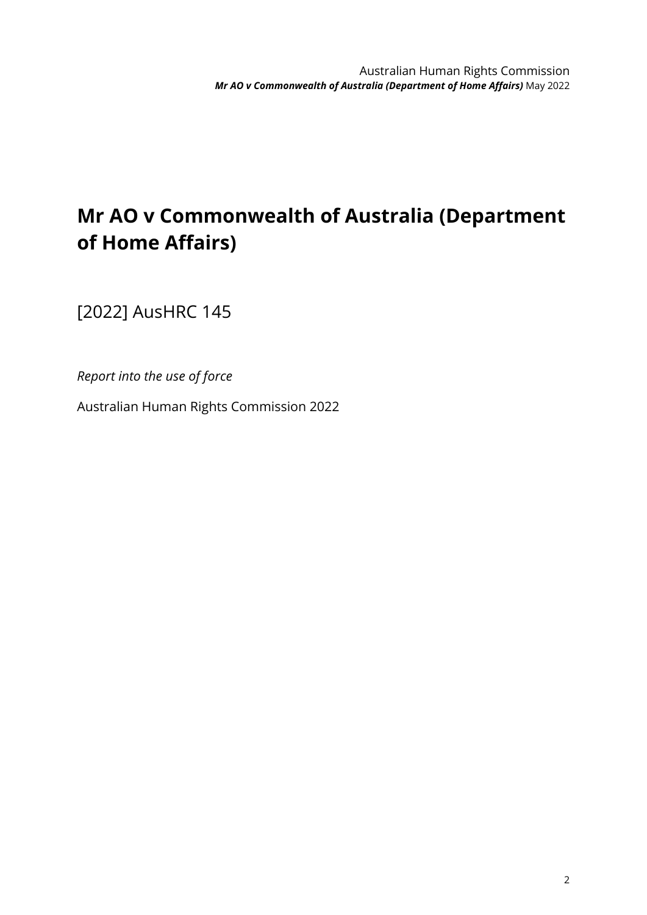# Mr AO v Commonwealth of Australia (Department of Home Affairs)

[2022] AusHRC 145

*Report into the use of force*

Australian Human Rights Commission 2022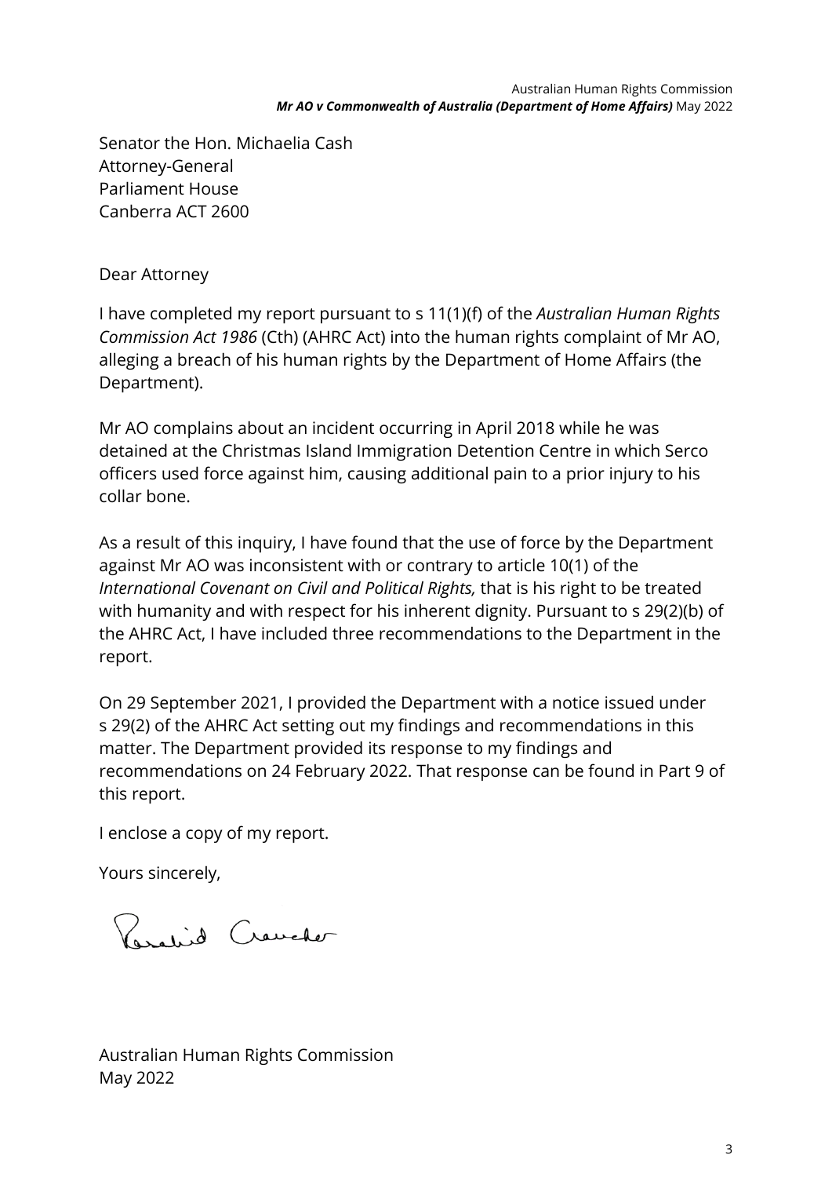Senator the Hon. Michaelia Cash
Attorney-General
Parliament House
Canberra ACT 2600

Dear Attorney

I have completed my report pursuant to s 11(1)(f) of the *Australian Human Rights Commission Act 1986* (Cth) (AHRC Act) into the human rights complaint of Mr AO, alleging a breach of his human rights by the Department of Home Affairs (the Department).

Mr AO complains about an incident occurring in April 2018 while he was detained at the Christmas Island Immigration Detention Centre in which Serco officers used force against him, causing additional pain to a prior injury to his collar bone.

As a result of this inquiry, I have found that the use of force by the Department against Mr AO was inconsistent with or contrary to article 10(1) of the *International Covenant on Civil and Political Rights,* that is his right to be treated with humanity and with respect for his inherent dignity. Pursuant to s 29(2)(b) of the AHRC Act, I have included three recommendations to the Department in the report.

On 29 September 2021, I provided the Department with a notice issued under s 29(2) of the AHRC Act setting out my findings and recommendations in this matter. The Department provided its response to my findings and recommendations on 24 February 2022. That response can be found in Part 9 of this report.

I enclose a copy of my report.

Yours sincerely,

Australian Human Rights Commission
May 2022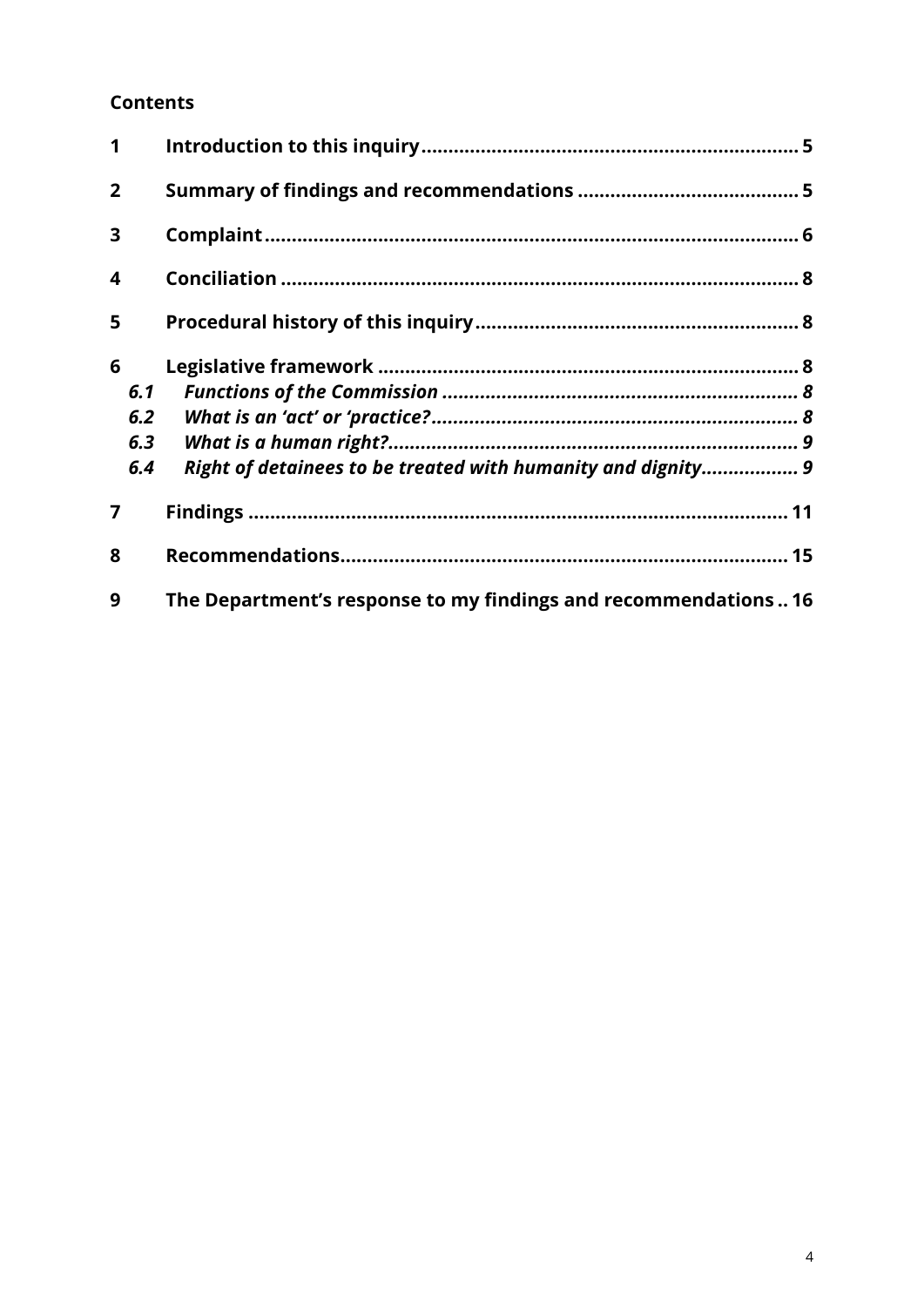**Contents**

| | | |
|---|---|---|
| **1** | **Introduction to this inquiry** | **5** |
| **2** | **Summary of findings and recommendations** | **5** |
| **3** | **Complaint** | **6** |
| **4** | **Conciliation** | **8** |
| **5** | **Procedural history of this inquiry** | **8** |
| **6** | **Legislative framework** | **8** |
| ***6.1*** | ***Functions of the Commission*** | ***8*** |
| ***6.2*** | ***What is an 'act' or 'practice?*** | ***8*** |
| ***6.3*** | ***What is a human right?*** | ***9*** |
| ***6.4*** | ***Right of detainees to be treated with humanity and dignity*** | ***9*** |
| **7** | **Findings** | **11** |
| **8** | **Recommendations** | **15** |
| **9** | **The Department's response to my findings and recommendations** | **16** |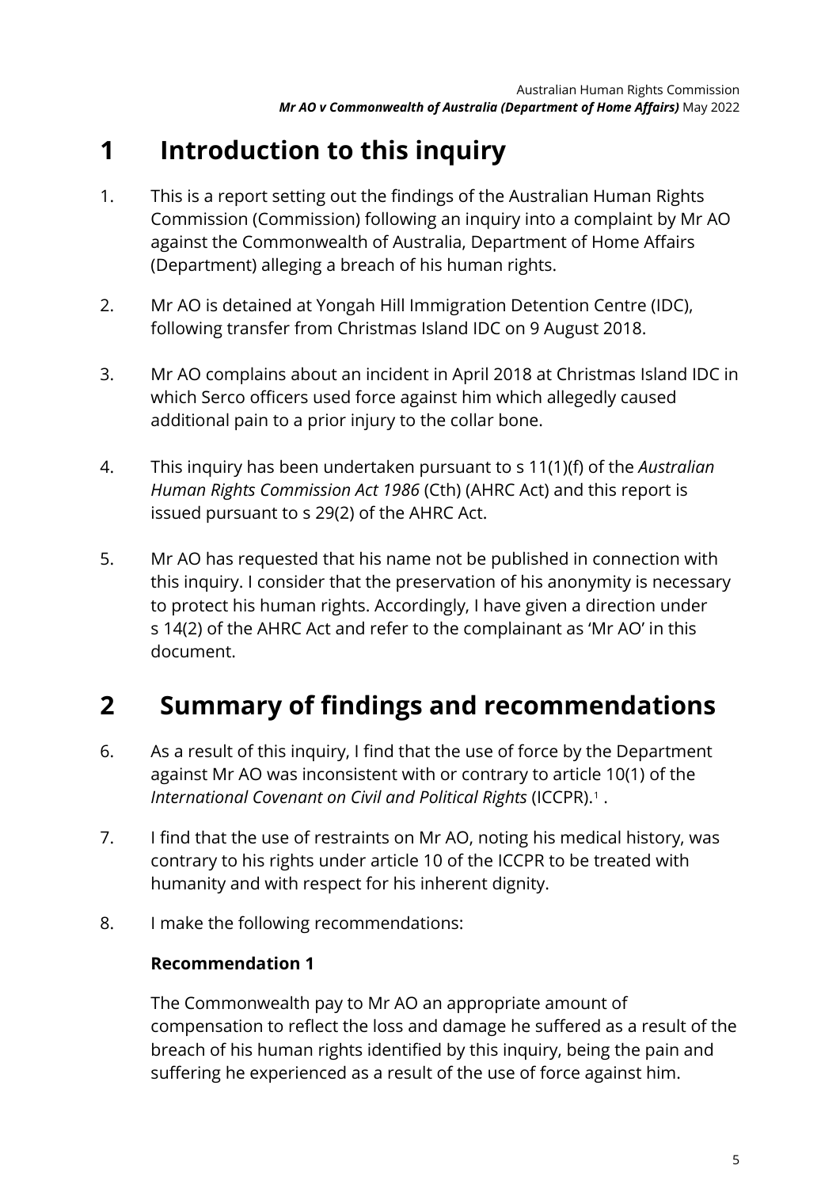# 1 Introduction to this inquiry

1. This is a report setting out the findings of the Australian Human Rights Commission (Commission) following an inquiry into a complaint by Mr AO against the Commonwealth of Australia, Department of Home Affairs (Department) alleging a breach of his human rights.

2. Mr AO is detained at Yongah Hill Immigration Detention Centre (IDC), following transfer from Christmas Island IDC on 9 August 2018.

3. Mr AO complains about an incident in April 2018 at Christmas Island IDC in which Serco officers used force against him which allegedly caused additional pain to a prior injury to the collar bone.

4. This inquiry has been undertaken pursuant to s 11(1)(f) of the *Australian Human Rights Commission Act 1986* (Cth) (AHRC Act) and this report is issued pursuant to s 29(2) of the AHRC Act.

5. Mr AO has requested that his name not be published in connection with this inquiry. I consider that the preservation of his anonymity is necessary to protect his human rights. Accordingly, I have given a direction under s 14(2) of the AHRC Act and refer to the complainant as 'Mr AO' in this document.

# 2 Summary of findings and recommendations

6. As a result of this inquiry, I find that the use of force by the Department against Mr AO was inconsistent with or contrary to article 10(1) of the *International Covenant on Civil and Political Rights* (ICCPR).[1] .

7. I find that the use of restraints on Mr AO, noting his medical history, was contrary to his rights under article 10 of the ICCPR to be treated with humanity and with respect for his inherent dignity.

8. I make the following recommendations:

**Recommendation 1**

The Commonwealth pay to Mr AO an appropriate amount of compensation to reflect the loss and damage he suffered as a result of the breach of his human rights identified by this inquiry, being the pain and suffering he experienced as a result of the use of force against him.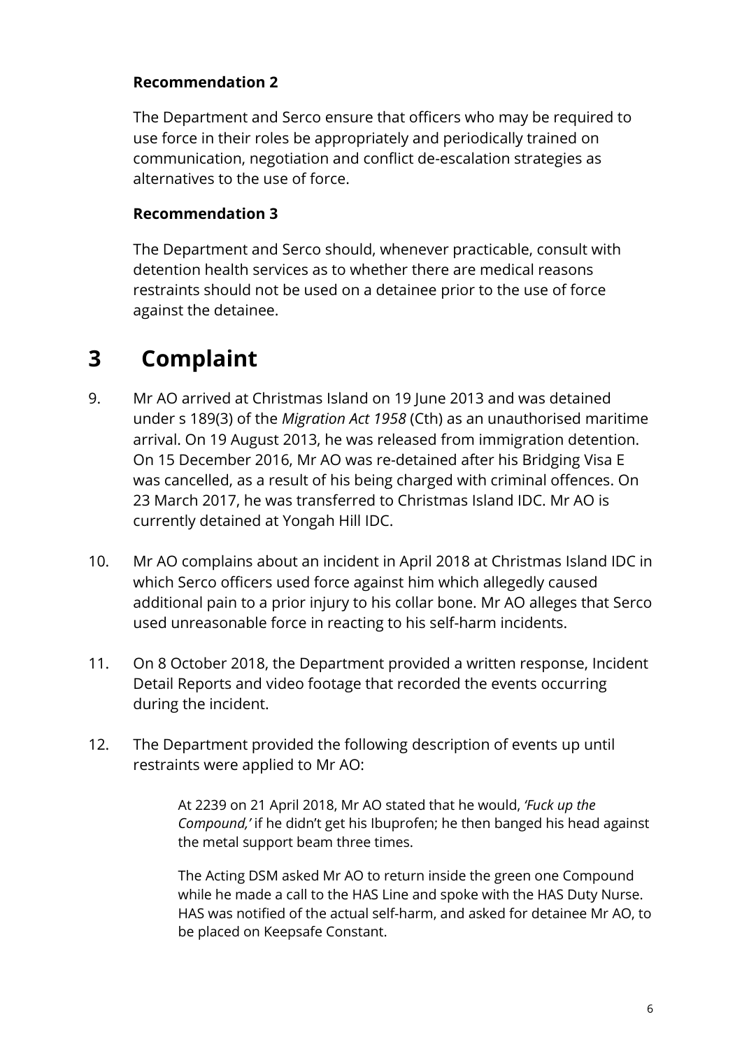**Recommendation 2**

The Department and Serco ensure that officers who may be required to use force in their roles be appropriately and periodically trained on communication, negotiation and conflict de-escalation strategies as alternatives to the use of force.

**Recommendation 3**

The Department and Serco should, whenever practicable, consult with detention health services as to whether there are medical reasons restraints should not be used on a detainee prior to the use of force against the detainee.

# 3 Complaint

9. Mr AO arrived at Christmas Island on 19 June 2013 and was detained under s 189(3) of the *Migration Act 1958* (Cth) as an unauthorised maritime arrival. On 19 August 2013, he was released from immigration detention. On 15 December 2016, Mr AO was re-detained after his Bridging Visa E was cancelled, as a result of his being charged with criminal offences. On 23 March 2017, he was transferred to Christmas Island IDC. Mr AO is currently detained at Yongah Hill IDC.

10. Mr AO complains about an incident in April 2018 at Christmas Island IDC in which Serco officers used force against him which allegedly caused additional pain to a prior injury to his collar bone. Mr AO alleges that Serco used unreasonable force in reacting to his self-harm incidents.

11. On 8 October 2018, the Department provided a written response, Incident Detail Reports and video footage that recorded the events occurring during the incident.

12. The Department provided the following description of events up until restraints were applied to Mr AO:

> At 2239 on 21 April 2018, Mr AO stated that he would, *'Fuck up the Compound,'* if he didn't get his Ibuprofen; he then banged his head against the metal support beam three times.
>
> The Acting DSM asked Mr AO to return inside the green one Compound while he made a call to the HAS Line and spoke with the HAS Duty Nurse. HAS was notified of the actual self-harm, and asked for detainee Mr AO, to be placed on Keepsafe Constant.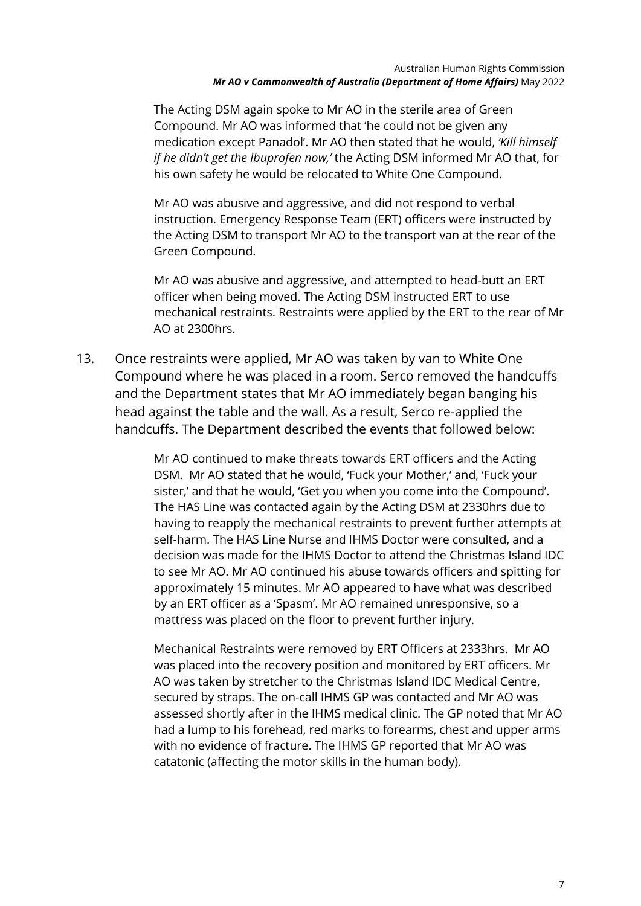> The Acting DSM again spoke to Mr AO in the sterile area of Green Compound. Mr AO was informed that 'he could not be given any medication except Panadol'. Mr AO then stated that he would, *'Kill himself if he didn't get the Ibuprofen now,'* the Acting DSM informed Mr AO that, for his own safety he would be relocated to White One Compound.
>
> Mr AO was abusive and aggressive, and did not respond to verbal instruction. Emergency Response Team (ERT) officers were instructed by the Acting DSM to transport Mr AO to the transport van at the rear of the Green Compound.
>
> Mr AO was abusive and aggressive, and attempted to head-butt an ERT officer when being moved. The Acting DSM instructed ERT to use mechanical restraints. Restraints were applied by the ERT to the rear of Mr AO at 2300hrs.

13. Once restraints were applied, Mr AO was taken by van to White One Compound where he was placed in a room. Serco removed the handcuffs and the Department states that Mr AO immediately began banging his head against the table and the wall. As a result, Serco re-applied the handcuffs. The Department described the events that followed below:

> Mr AO continued to make threats towards ERT officers and the Acting DSM. Mr AO stated that he would, 'Fuck your Mother,' and, 'Fuck your sister,' and that he would, 'Get you when you come into the Compound'. The HAS Line was contacted again by the Acting DSM at 2330hrs due to having to reapply the mechanical restraints to prevent further attempts at self-harm. The HAS Line Nurse and IHMS Doctor were consulted, and a decision was made for the IHMS Doctor to attend the Christmas Island IDC to see Mr AO. Mr AO continued his abuse towards officers and spitting for approximately 15 minutes. Mr AO appeared to have what was described by an ERT officer as a 'Spasm'. Mr AO remained unresponsive, so a mattress was placed on the floor to prevent further injury.
>
> Mechanical Restraints were removed by ERT Officers at 2333hrs. Mr AO was placed into the recovery position and monitored by ERT officers. Mr AO was taken by stretcher to the Christmas Island IDC Medical Centre, secured by straps. The on-call IHMS GP was contacted and Mr AO was assessed shortly after in the IHMS medical clinic. The GP noted that Mr AO had a lump to his forehead, red marks to forearms, chest and upper arms with no evidence of fracture. The IHMS GP reported that Mr AO was catatonic (affecting the motor skills in the human body).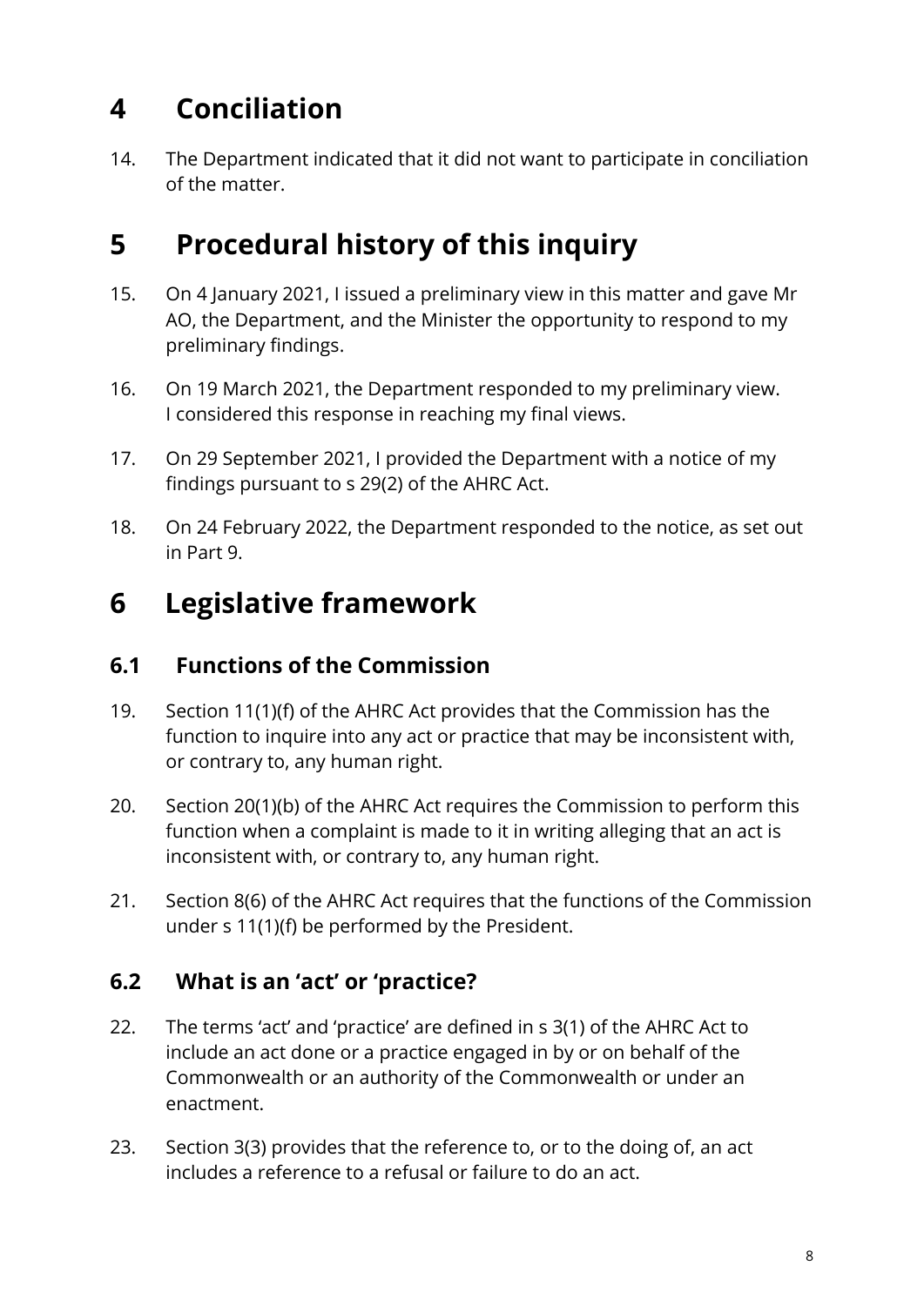# 4 Conciliation

14. The Department indicated that it did not want to participate in conciliation of the matter.

# 5 Procedural history of this inquiry

15. On 4 January 2021, I issued a preliminary view in this matter and gave Mr AO, the Department, and the Minister the opportunity to respond to my preliminary findings.

16. On 19 March 2021, the Department responded to my preliminary view. I considered this response in reaching my final views.

17. On 29 September 2021, I provided the Department with a notice of my findings pursuant to s 29(2) of the AHRC Act.

18. On 24 February 2022, the Department responded to the notice, as set out in Part 9.

# 6 Legislative framework

## 6.1 Functions of the Commission

19. Section 11(1)(f) of the AHRC Act provides that the Commission has the function to inquire into any act or practice that may be inconsistent with, or contrary to, any human right.

20. Section 20(1)(b) of the AHRC Act requires the Commission to perform this function when a complaint is made to it in writing alleging that an act is inconsistent with, or contrary to, any human right.

21. Section 8(6) of the AHRC Act requires that the functions of the Commission under s 11(1)(f) be performed by the President.

## 6.2 What is an 'act' or 'practice?

22. The terms 'act' and 'practice' are defined in s 3(1) of the AHRC Act to include an act done or a practice engaged in by or on behalf of the Commonwealth or an authority of the Commonwealth or under an enactment.

23. Section 3(3) provides that the reference to, or to the doing of, an act includes a reference to a refusal or failure to do an act.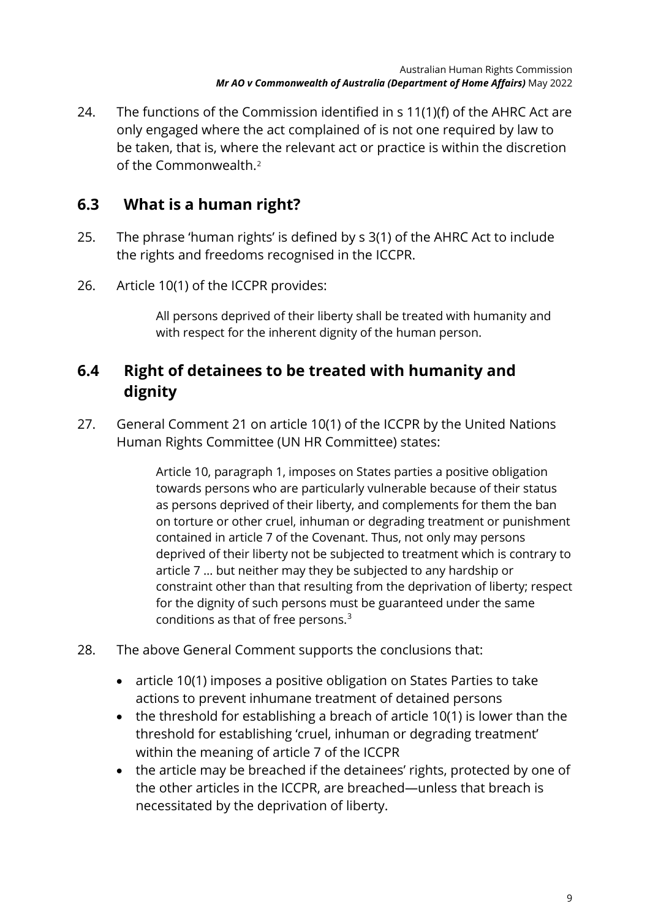24. The functions of the Commission identified in s 11(1)(f) of the AHRC Act are only engaged where the act complained of is not one required by law to be taken, that is, where the relevant act or practice is within the discretion of the Commonwealth.[2]

## 6.3 What is a human right?

25. The phrase 'human rights' is defined by s 3(1) of the AHRC Act to include the rights and freedoms recognised in the ICCPR.

26. Article 10(1) of the ICCPR provides:

> All persons deprived of their liberty shall be treated with humanity and with respect for the inherent dignity of the human person.

## 6.4 Right of detainees to be treated with humanity and dignity

27. General Comment 21 on article 10(1) of the ICCPR by the United Nations Human Rights Committee (UN HR Committee) states:

> Article 10, paragraph 1, imposes on States parties a positive obligation towards persons who are particularly vulnerable because of their status as persons deprived of their liberty, and complements for them the ban on torture or other cruel, inhuman or degrading treatment or punishment contained in article 7 of the Covenant. Thus, not only may persons deprived of their liberty not be subjected to treatment which is contrary to article 7 … but neither may they be subjected to any hardship or constraint other than that resulting from the deprivation of liberty; respect for the dignity of such persons must be guaranteed under the same conditions as that of free persons.[3]

28. The above General Comment supports the conclusions that:

- article 10(1) imposes a positive obligation on States Parties to take actions to prevent inhumane treatment of detained persons
- the threshold for establishing a breach of article 10(1) is lower than the threshold for establishing 'cruel, inhuman or degrading treatment' within the meaning of article 7 of the ICCPR
- the article may be breached if the detainees' rights, protected by one of the other articles in the ICCPR, are breached—unless that breach is necessitated by the deprivation of liberty.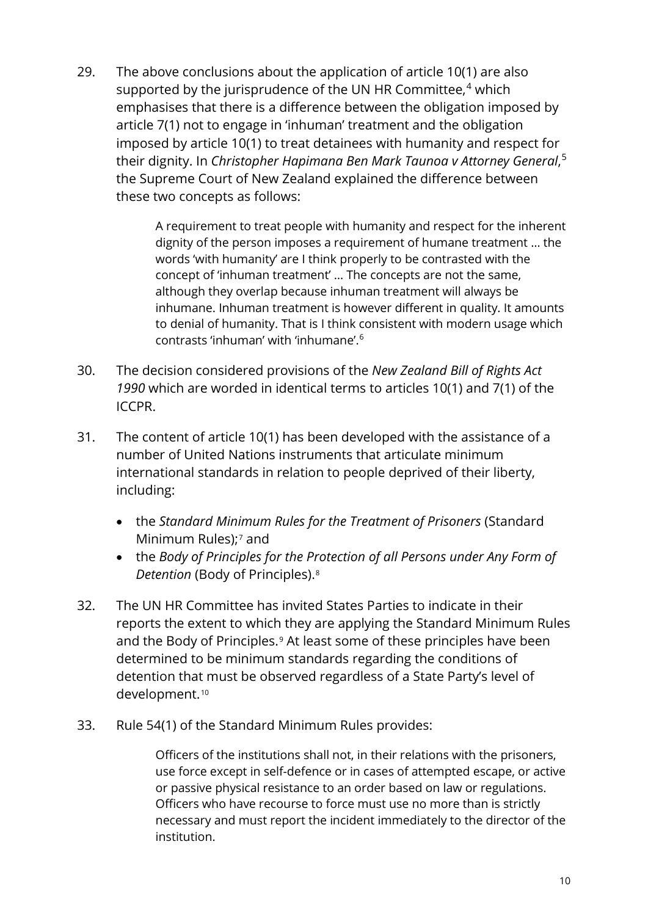29. The above conclusions about the application of article 10(1) are also supported by the jurisprudence of the UN HR Committee,[4] which emphasises that there is a difference between the obligation imposed by article 7(1) not to engage in 'inhuman' treatment and the obligation imposed by article 10(1) to treat detainees with humanity and respect for their dignity. In *Christopher Hapimana Ben Mark Taunoa v Attorney General*,[5] the Supreme Court of New Zealand explained the difference between these two concepts as follows:

> A requirement to treat people with humanity and respect for the inherent dignity of the person imposes a requirement of humane treatment … the words 'with humanity' are I think properly to be contrasted with the concept of 'inhuman treatment' … The concepts are not the same, although they overlap because inhuman treatment will always be inhumane. Inhuman treatment is however different in quality. It amounts to denial of humanity. That is I think consistent with modern usage which contrasts 'inhuman' with 'inhumane'.[6]

30. The decision considered provisions of the *New Zealand Bill of Rights Act 1990* which are worded in identical terms to articles 10(1) and 7(1) of the ICCPR.

31. The content of article 10(1) has been developed with the assistance of a number of United Nations instruments that articulate minimum international standards in relation to people deprived of their liberty, including:

- the *Standard Minimum Rules for the Treatment of Prisoners* (Standard Minimum Rules);[7] and
- the *Body of Principles for the Protection of all Persons under Any Form of Detention* (Body of Principles).[8]

32. The UN HR Committee has invited States Parties to indicate in their reports the extent to which they are applying the Standard Minimum Rules and the Body of Principles.[9] At least some of these principles have been determined to be minimum standards regarding the conditions of detention that must be observed regardless of a State Party's level of development.[10]

33. Rule 54(1) of the Standard Minimum Rules provides:

> Officers of the institutions shall not, in their relations with the prisoners, use force except in self-defence or in cases of attempted escape, or active or passive physical resistance to an order based on law or regulations. Officers who have recourse to force must use no more than is strictly necessary and must report the incident immediately to the director of the institution.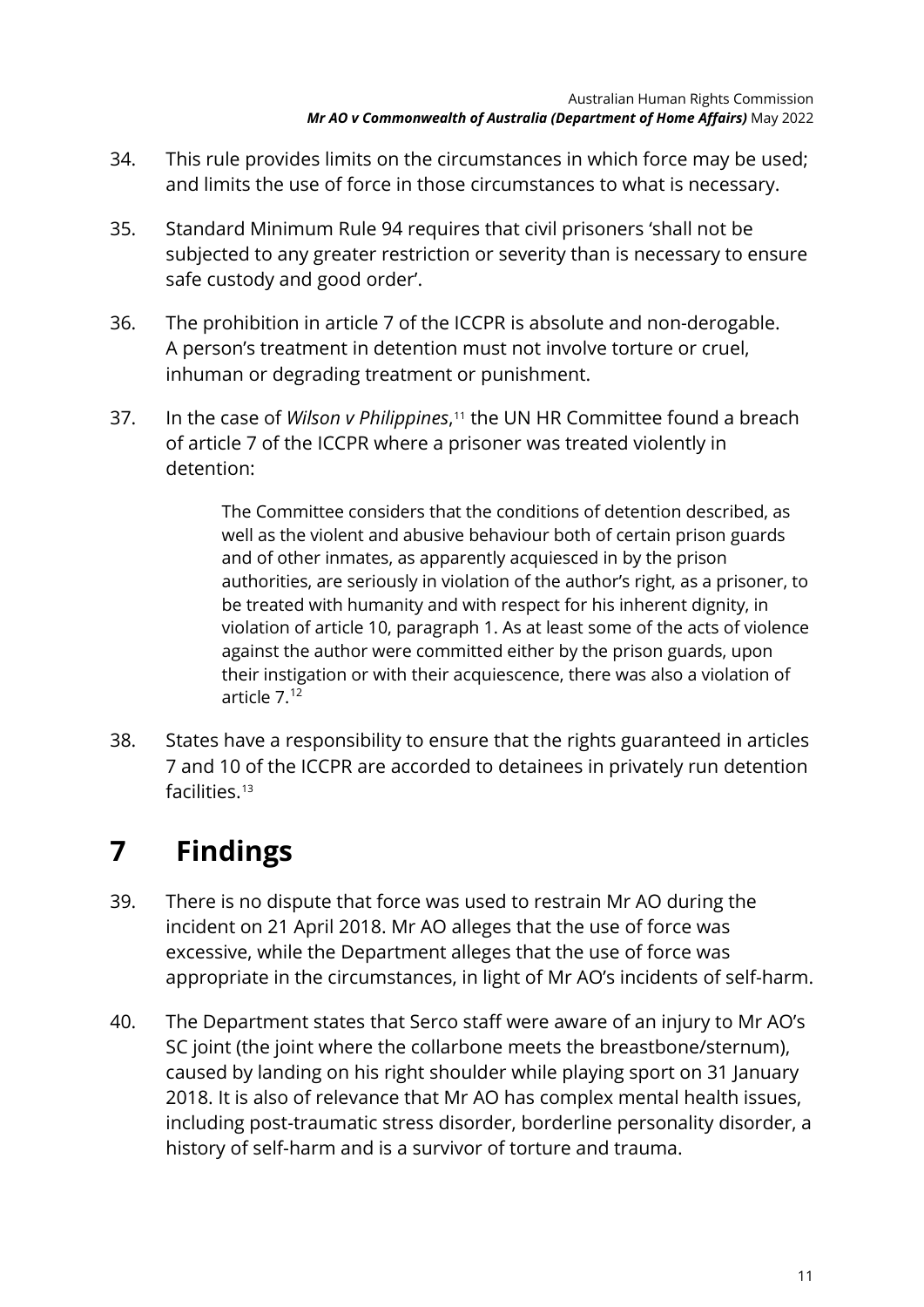34. This rule provides limits on the circumstances in which force may be used; and limits the use of force in those circumstances to what is necessary.

35. Standard Minimum Rule 94 requires that civil prisoners 'shall not be subjected to any greater restriction or severity than is necessary to ensure safe custody and good order'.

36. The prohibition in article 7 of the ICCPR is absolute and non-derogable. A person's treatment in detention must not involve torture or cruel, inhuman or degrading treatment or punishment.

37. In the case of *Wilson v Philippines*,[11] the UN HR Committee found a breach of article 7 of the ICCPR where a prisoner was treated violently in detention:

> The Committee considers that the conditions of detention described, as well as the violent and abusive behaviour both of certain prison guards and of other inmates, as apparently acquiesced in by the prison authorities, are seriously in violation of the author's right, as a prisoner, to be treated with humanity and with respect for his inherent dignity, in violation of article 10, paragraph 1. As at least some of the acts of violence against the author were committed either by the prison guards, upon their instigation or with their acquiescence, there was also a violation of article 7.[12]

38. States have a responsibility to ensure that the rights guaranteed in articles 7 and 10 of the ICCPR are accorded to detainees in privately run detention facilities.[13]

# 7 Findings

39. There is no dispute that force was used to restrain Mr AO during the incident on 21 April 2018. Mr AO alleges that the use of force was excessive, while the Department alleges that the use of force was appropriate in the circumstances, in light of Mr AO's incidents of self-harm.

40. The Department states that Serco staff were aware of an injury to Mr AO's SC joint (the joint where the collarbone meets the breastbone/sternum), caused by landing on his right shoulder while playing sport on 31 January 2018. It is also of relevance that Mr AO has complex mental health issues, including post-traumatic stress disorder, borderline personality disorder, a history of self-harm and is a survivor of torture and trauma.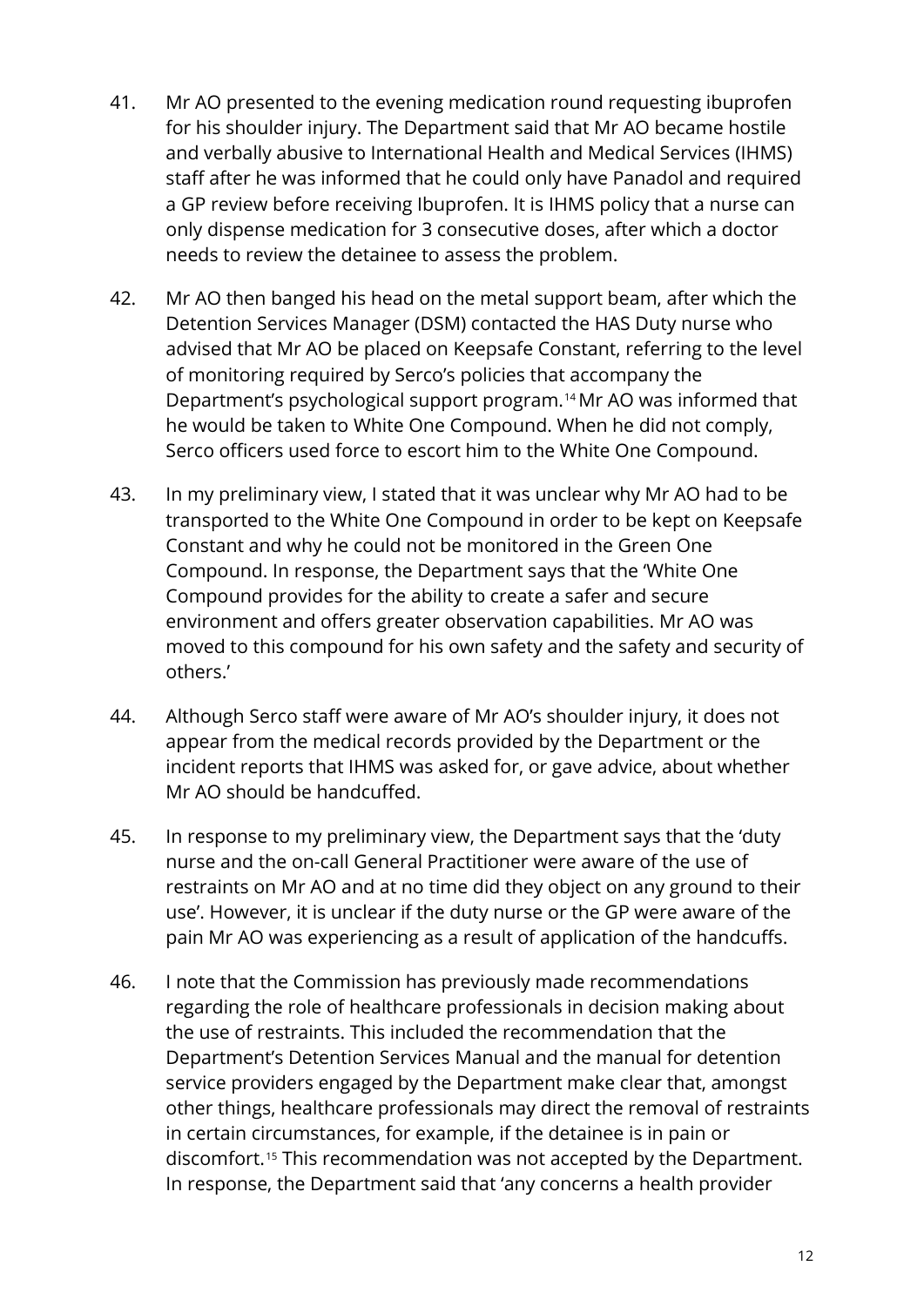41. Mr AO presented to the evening medication round requesting ibuprofen for his shoulder injury. The Department said that Mr AO became hostile and verbally abusive to International Health and Medical Services (IHMS) staff after he was informed that he could only have Panadol and required a GP review before receiving Ibuprofen. It is IHMS policy that a nurse can only dispense medication for 3 consecutive doses, after which a doctor needs to review the detainee to assess the problem.

42. Mr AO then banged his head on the metal support beam, after which the Detention Services Manager (DSM) contacted the HAS Duty nurse who advised that Mr AO be placed on Keepsafe Constant, referring to the level of monitoring required by Serco's policies that accompany the Department's psychological support program.[14] Mr AO was informed that he would be taken to White One Compound. When he did not comply, Serco officers used force to escort him to the White One Compound.

43. In my preliminary view, I stated that it was unclear why Mr AO had to be transported to the White One Compound in order to be kept on Keepsafe Constant and why he could not be monitored in the Green One Compound. In response, the Department says that the 'White One Compound provides for the ability to create a safer and secure environment and offers greater observation capabilities. Mr AO was moved to this compound for his own safety and the safety and security of others.'

44. Although Serco staff were aware of Mr AO's shoulder injury, it does not appear from the medical records provided by the Department or the incident reports that IHMS was asked for, or gave advice, about whether Mr AO should be handcuffed.

45. In response to my preliminary view, the Department says that the 'duty nurse and the on-call General Practitioner were aware of the use of restraints on Mr AO and at no time did they object on any ground to their use'. However, it is unclear if the duty nurse or the GP were aware of the pain Mr AO was experiencing as a result of application of the handcuffs.

46. I note that the Commission has previously made recommendations regarding the role of healthcare professionals in decision making about the use of restraints. This included the recommendation that the Department's Detention Services Manual and the manual for detention service providers engaged by the Department make clear that, amongst other things, healthcare professionals may direct the removal of restraints in certain circumstances, for example, if the detainee is in pain or discomfort.[15] This recommendation was not accepted by the Department. In response, the Department said that 'any concerns a health provider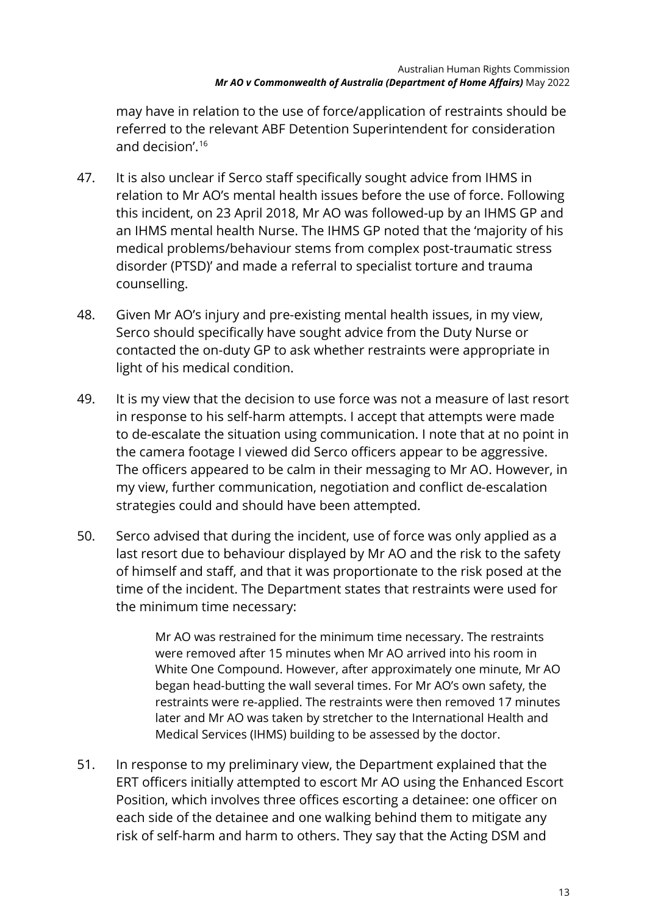may have in relation to the use of force/application of restraints should be referred to the relevant ABF Detention Superintendent for consideration and decision'.[16]

47. It is also unclear if Serco staff specifically sought advice from IHMS in relation to Mr AO's mental health issues before the use of force. Following this incident, on 23 April 2018, Mr AO was followed-up by an IHMS GP and an IHMS mental health Nurse. The IHMS GP noted that the 'majority of his medical problems/behaviour stems from complex post-traumatic stress disorder (PTSD)' and made a referral to specialist torture and trauma counselling.

48. Given Mr AO's injury and pre-existing mental health issues, in my view, Serco should specifically have sought advice from the Duty Nurse or contacted the on-duty GP to ask whether restraints were appropriate in light of his medical condition.

49. It is my view that the decision to use force was not a measure of last resort in response to his self-harm attempts. I accept that attempts were made to de-escalate the situation using communication. I note that at no point in the camera footage I viewed did Serco officers appear to be aggressive. The officers appeared to be calm in their messaging to Mr AO. However, in my view, further communication, negotiation and conflict de-escalation strategies could and should have been attempted.

50. Serco advised that during the incident, use of force was only applied as a last resort due to behaviour displayed by Mr AO and the risk to the safety of himself and staff, and that it was proportionate to the risk posed at the time of the incident. The Department states that restraints were used for the minimum time necessary:

> Mr AO was restrained for the minimum time necessary. The restraints were removed after 15 minutes when Mr AO arrived into his room in White One Compound. However, after approximately one minute, Mr AO began head-butting the wall several times. For Mr AO's own safety, the restraints were re-applied. The restraints were then removed 17 minutes later and Mr AO was taken by stretcher to the International Health and Medical Services (IHMS) building to be assessed by the doctor.

51. In response to my preliminary view, the Department explained that the ERT officers initially attempted to escort Mr AO using the Enhanced Escort Position, which involves three offices escorting a detainee: one officer on each side of the detainee and one walking behind them to mitigate any risk of self-harm and harm to others. They say that the Acting DSM and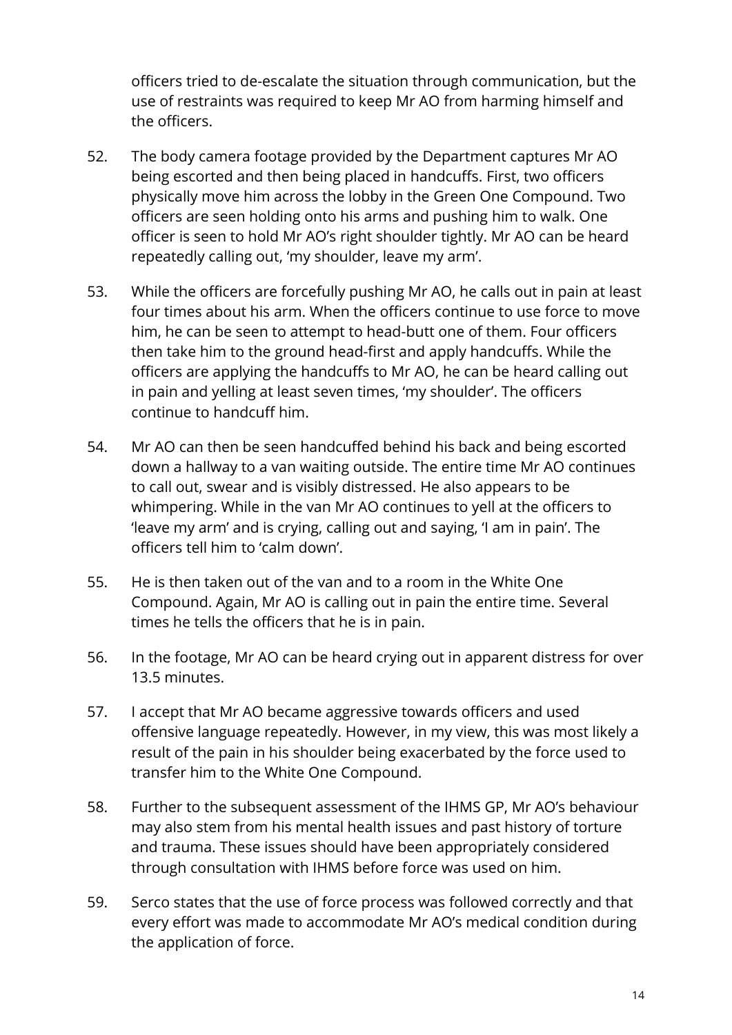officers tried to de-escalate the situation through communication, but the use of restraints was required to keep Mr AO from harming himself and the officers.

52. The body camera footage provided by the Department captures Mr AO being escorted and then being placed in handcuffs. First, two officers physically move him across the lobby in the Green One Compound. Two officers are seen holding onto his arms and pushing him to walk. One officer is seen to hold Mr AO's right shoulder tightly. Mr AO can be heard repeatedly calling out, 'my shoulder, leave my arm'.

53. While the officers are forcefully pushing Mr AO, he calls out in pain at least four times about his arm. When the officers continue to use force to move him, he can be seen to attempt to head-butt one of them. Four officers then take him to the ground head-first and apply handcuffs. While the officers are applying the handcuffs to Mr AO, he can be heard calling out in pain and yelling at least seven times, 'my shoulder'. The officers continue to handcuff him.

54. Mr AO can then be seen handcuffed behind his back and being escorted down a hallway to a van waiting outside. The entire time Mr AO continues to call out, swear and is visibly distressed. He also appears to be whimpering. While in the van Mr AO continues to yell at the officers to 'leave my arm' and is crying, calling out and saying, 'I am in pain'. The officers tell him to 'calm down'.

55. He is then taken out of the van and to a room in the White One Compound. Again, Mr AO is calling out in pain the entire time. Several times he tells the officers that he is in pain.

56. In the footage, Mr AO can be heard crying out in apparent distress for over 13.5 minutes.

57. I accept that Mr AO became aggressive towards officers and used offensive language repeatedly. However, in my view, this was most likely a result of the pain in his shoulder being exacerbated by the force used to transfer him to the White One Compound.

58. Further to the subsequent assessment of the IHMS GP, Mr AO's behaviour may also stem from his mental health issues and past history of torture and trauma. These issues should have been appropriately considered through consultation with IHMS before force was used on him.

59. Serco states that the use of force process was followed correctly and that every effort was made to accommodate Mr AO's medical condition during the application of force.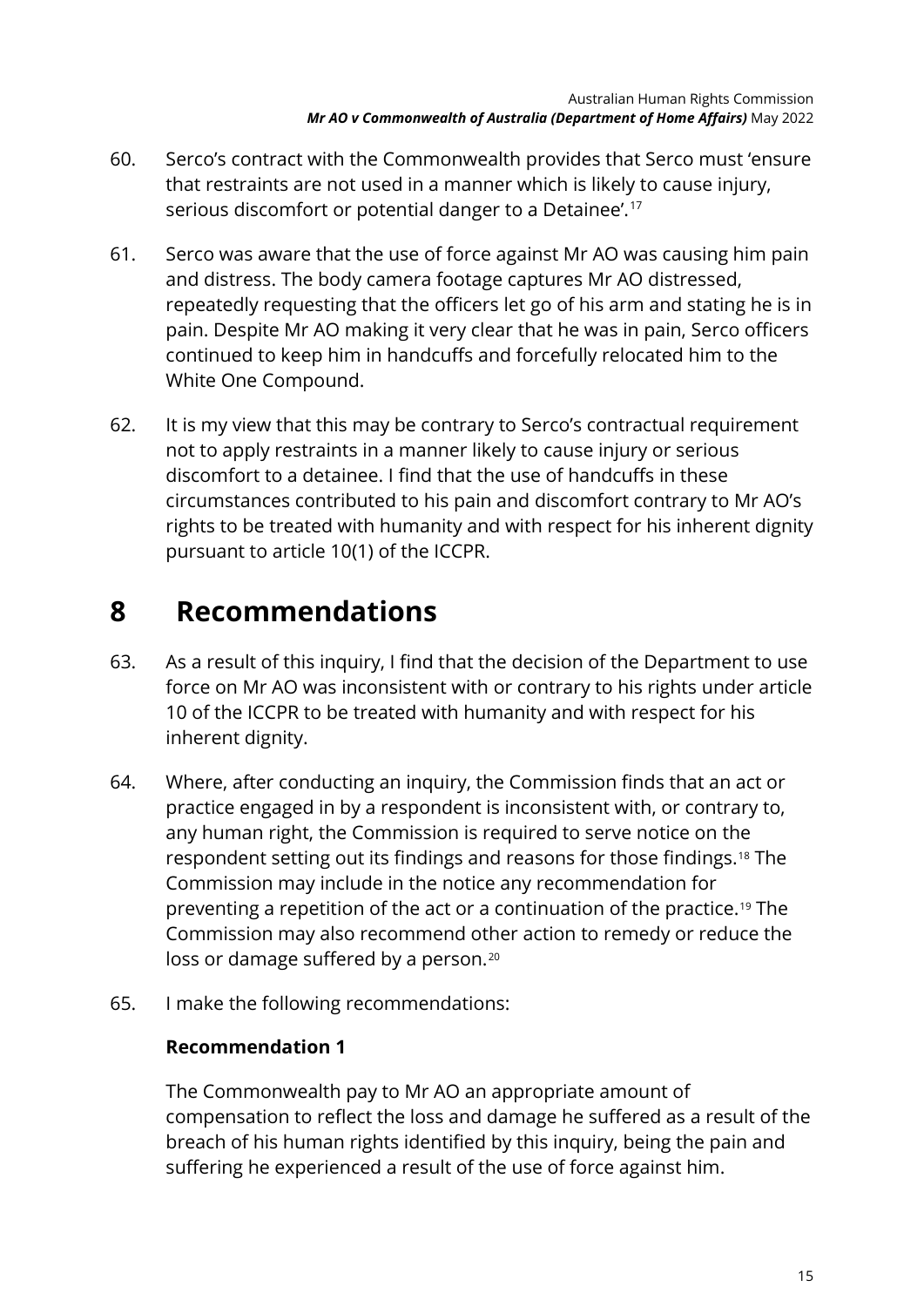60. Serco's contract with the Commonwealth provides that Serco must 'ensure that restraints are not used in a manner which is likely to cause injury, serious discomfort or potential danger to a Detainee'.[17]

61. Serco was aware that the use of force against Mr AO was causing him pain and distress. The body camera footage captures Mr AO distressed, repeatedly requesting that the officers let go of his arm and stating he is in pain. Despite Mr AO making it very clear that he was in pain, Serco officers continued to keep him in handcuffs and forcefully relocated him to the White One Compound.

62. It is my view that this may be contrary to Serco's contractual requirement not to apply restraints in a manner likely to cause injury or serious discomfort to a detainee. I find that the use of handcuffs in these circumstances contributed to his pain and discomfort contrary to Mr AO's rights to be treated with humanity and with respect for his inherent dignity pursuant to article 10(1) of the ICCPR.

# 8 Recommendations

63. As a result of this inquiry, I find that the decision of the Department to use force on Mr AO was inconsistent with or contrary to his rights under article 10 of the ICCPR to be treated with humanity and with respect for his inherent dignity.

64. Where, after conducting an inquiry, the Commission finds that an act or practice engaged in by a respondent is inconsistent with, or contrary to, any human right, the Commission is required to serve notice on the respondent setting out its findings and reasons for those findings.[18] The Commission may include in the notice any recommendation for preventing a repetition of the act or a continuation of the practice.[19] The Commission may also recommend other action to remedy or reduce the loss or damage suffered by a person.[20]

65. I make the following recommendations:

**Recommendation 1**

The Commonwealth pay to Mr AO an appropriate amount of compensation to reflect the loss and damage he suffered as a result of the breach of his human rights identified by this inquiry, being the pain and suffering he experienced a result of the use of force against him.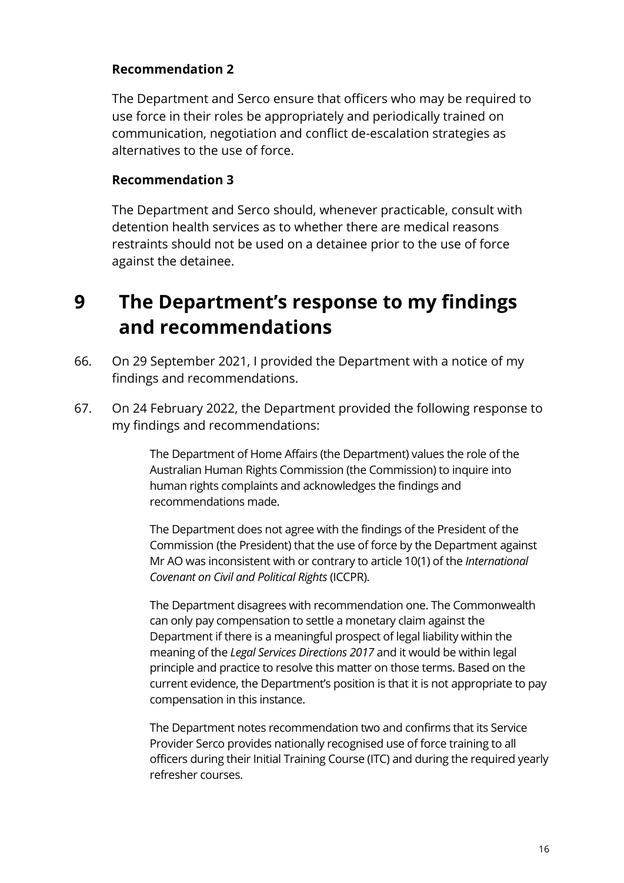**Recommendation 2**

The Department and Serco ensure that officers who may be required to use force in their roles be appropriately and periodically trained on communication, negotiation and conflict de-escalation strategies as alternatives to the use of force.

**Recommendation 3**

The Department and Serco should, whenever practicable, consult with detention health services as to whether there are medical reasons restraints should not be used on a detainee prior to the use of force against the detainee.

# 9 The Department's response to my findings and recommendations

66. On 29 September 2021, I provided the Department with a notice of my findings and recommendations.

67. On 24 February 2022, the Department provided the following response to my findings and recommendations:

> The Department of Home Affairs (the Department) values the role of the Australian Human Rights Commission (the Commission) to inquire into human rights complaints and acknowledges the findings and recommendations made.
>
> The Department does not agree with the findings of the President of the Commission (the President) that the use of force by the Department against Mr AO was inconsistent with or contrary to article 10(1) of the *International Covenant on Civil and Political Rights* (ICCPR).
>
> The Department disagrees with recommendation one. The Commonwealth can only pay compensation to settle a monetary claim against the Department if there is a meaningful prospect of legal liability within the meaning of the *Legal Services Directions 2017* and it would be within legal principle and practice to resolve this matter on those terms. Based on the current evidence, the Department's position is that it is not appropriate to pay compensation in this instance.
>
> The Department notes recommendation two and confirms that its Service Provider Serco provides nationally recognised use of force training to all officers during their Initial Training Course (ITC) and during the required yearly refresher courses.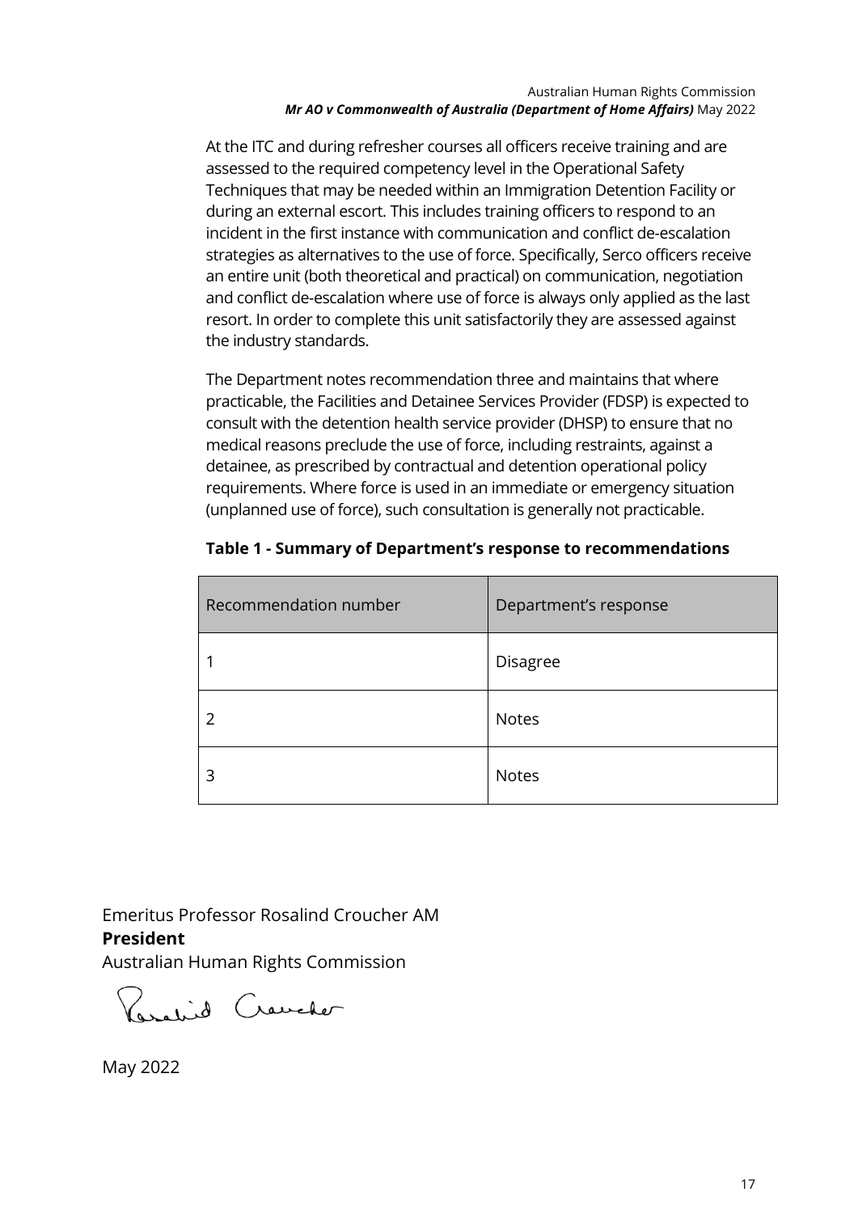At the ITC and during refresher courses all officers receive training and are assessed to the required competency level in the Operational Safety Techniques that may be needed within an Immigration Detention Facility or during an external escort. This includes training officers to respond to an incident in the first instance with communication and conflict de-escalation strategies as alternatives to the use of force. Specifically, Serco officers receive an entire unit (both theoretical and practical) on communication, negotiation and conflict de-escalation where use of force is always only applied as the last resort. In order to complete this unit satisfactorily they are assessed against the industry standards.

The Department notes recommendation three and maintains that where practicable, the Facilities and Detainee Services Provider (FDSP) is expected to consult with the detention health service provider (DHSP) to ensure that no medical reasons preclude the use of force, including restraints, against a detainee, as prescribed by contractual and detention operational policy requirements. Where force is used in an immediate or emergency situation (unplanned use of force), such consultation is generally not practicable.

**Table 1 - Summary of Department's response to recommendations**

| Recommendation number | Department's response |
|---|---|
| 1 | Disagree |
| 2 | Notes |
| 3 | Notes |

Emeritus Professor Rosalind Croucher AM
**President**
Australian Human Rights Commission

Rosalind Croucher

May 2022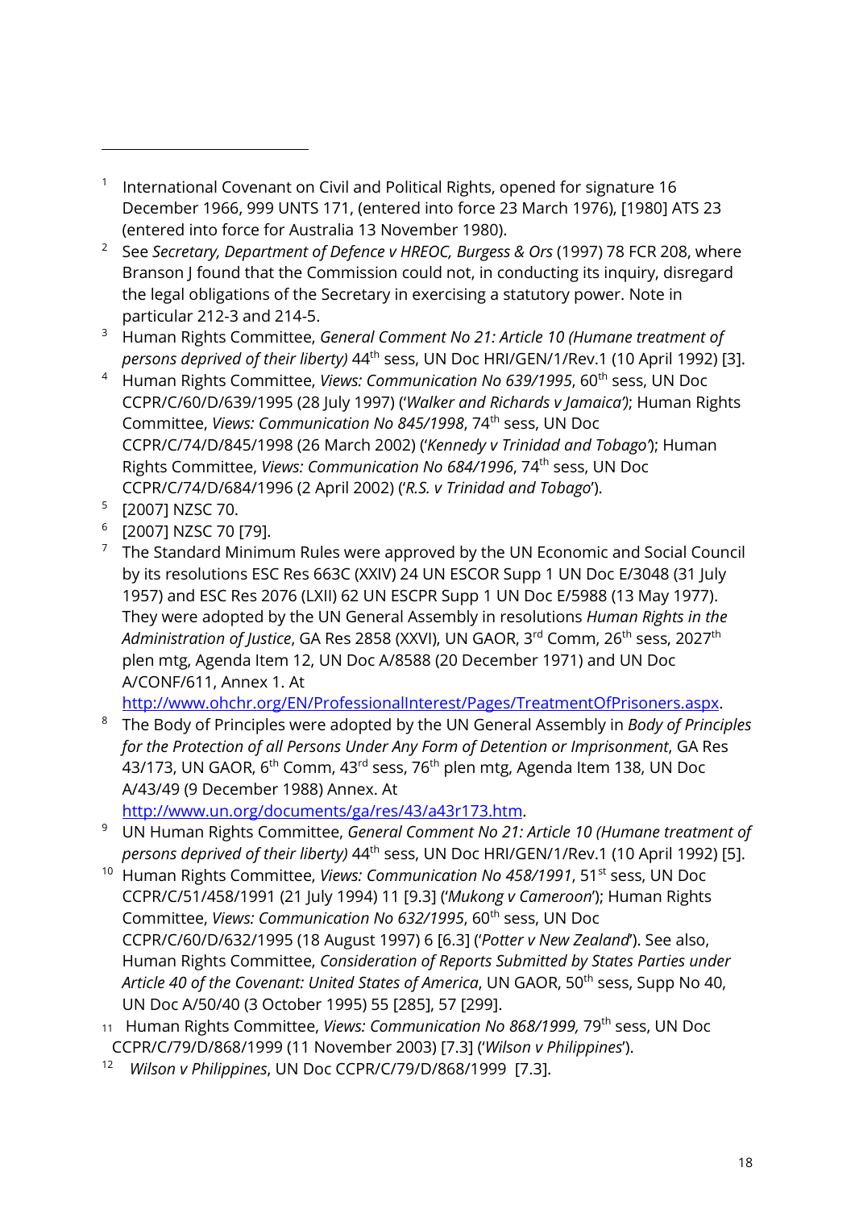[1] International Covenant on Civil and Political Rights, opened for signature 16 December 1966, 999 UNTS 171, (entered into force 23 March 1976), [1980] ATS 23 (entered into force for Australia 13 November 1980).

[2] See *Secretary, Department of Defence v HREOC, Burgess & Ors* (1997) 78 FCR 208, where Branson J found that the Commission could not, in conducting its inquiry, disregard the legal obligations of the Secretary in exercising a statutory power. Note in particular 212-3 and 214-5.

[3] Human Rights Committee, *General Comment No 21: Article 10 (Humane treatment of persons deprived of their liberty)* 44th sess, UN Doc HRI/GEN/1/Rev.1 (10 April 1992) [3].

[4] Human Rights Committee, *Views: Communication No 639/1995*, 60th sess, UN Doc CCPR/C/60/D/639/1995 (28 July 1997) ('*Walker and Richards v Jamaica'*); Human Rights Committee, *Views: Communication No 845/1998*, 74th sess, UN Doc CCPR/C/74/D/845/1998 (26 March 2002) ('*Kennedy v Trinidad and Tobago'*); Human Rights Committee, *Views: Communication No 684/1996*, 74th sess, UN Doc CCPR/C/74/D/684/1996 (2 April 2002) ('*R.S. v Trinidad and Tobago*').

[5] [2007] NZSC 70.

[6] [2007] NZSC 70 [79].

[7] The Standard Minimum Rules were approved by the UN Economic and Social Council by its resolutions ESC Res 663C (XXIV) 24 UN ESCOR Supp 1 UN Doc E/3048 (31 July 1957) and ESC Res 2076 (LXII) 62 UN ESCPR Supp 1 UN Doc E/5988 (13 May 1977). They were adopted by the UN General Assembly in resolutions *Human Rights in the Administration of Justice*, GA Res 2858 (XXVI), UN GAOR, 3rd Comm, 26th sess, 2027th plen mtg, Agenda Item 12, UN Doc A/8588 (20 December 1971) and UN Doc A/CONF/611, Annex 1. At http://www.ohchr.org/EN/ProfessionalInterest/Pages/TreatmentOfPrisoners.aspx.

[8] The Body of Principles were adopted by the UN General Assembly in *Body of Principles for the Protection of all Persons Under Any Form of Detention or Imprisonment*, GA Res 43/173, UN GAOR, 6th Comm, 43rd sess, 76th plen mtg, Agenda Item 138, UN Doc A/43/49 (9 December 1988) Annex. At http://www.un.org/documents/ga/res/43/a43r173.htm.

[9] UN Human Rights Committee, *General Comment No 21: Article 10 (Humane treatment of persons deprived of their liberty)* 44th sess, UN Doc HRI/GEN/1/Rev.1 (10 April 1992) [5].

[10] Human Rights Committee, *Views: Communication No 458/1991*, 51st sess, UN Doc CCPR/C/51/458/1991 (21 July 1994) 11 [9.3] ('*Mukong v Cameroon*'); Human Rights Committee, *Views: Communication No 632/1995*, 60th sess, UN Doc CCPR/C/60/D/632/1995 (18 August 1997) 6 [6.3] ('*Potter v New Zealand*'). See also, Human Rights Committee, *Consideration of Reports Submitted by States Parties under Article 40 of the Covenant: United States of America*, UN GAOR, 50th sess, Supp No 40, UN Doc A/50/40 (3 October 1995) 55 [285], 57 [299].

[11] Human Rights Committee, *Views: Communication No 868/1999,* 79th sess, UN Doc CCPR/C/79/D/868/1999 (11 November 2003) [7.3] ('*Wilson v Philippines*').

[12] *Wilson v Philippines*, UN Doc CCPR/C/79/D/868/1999 [7.3].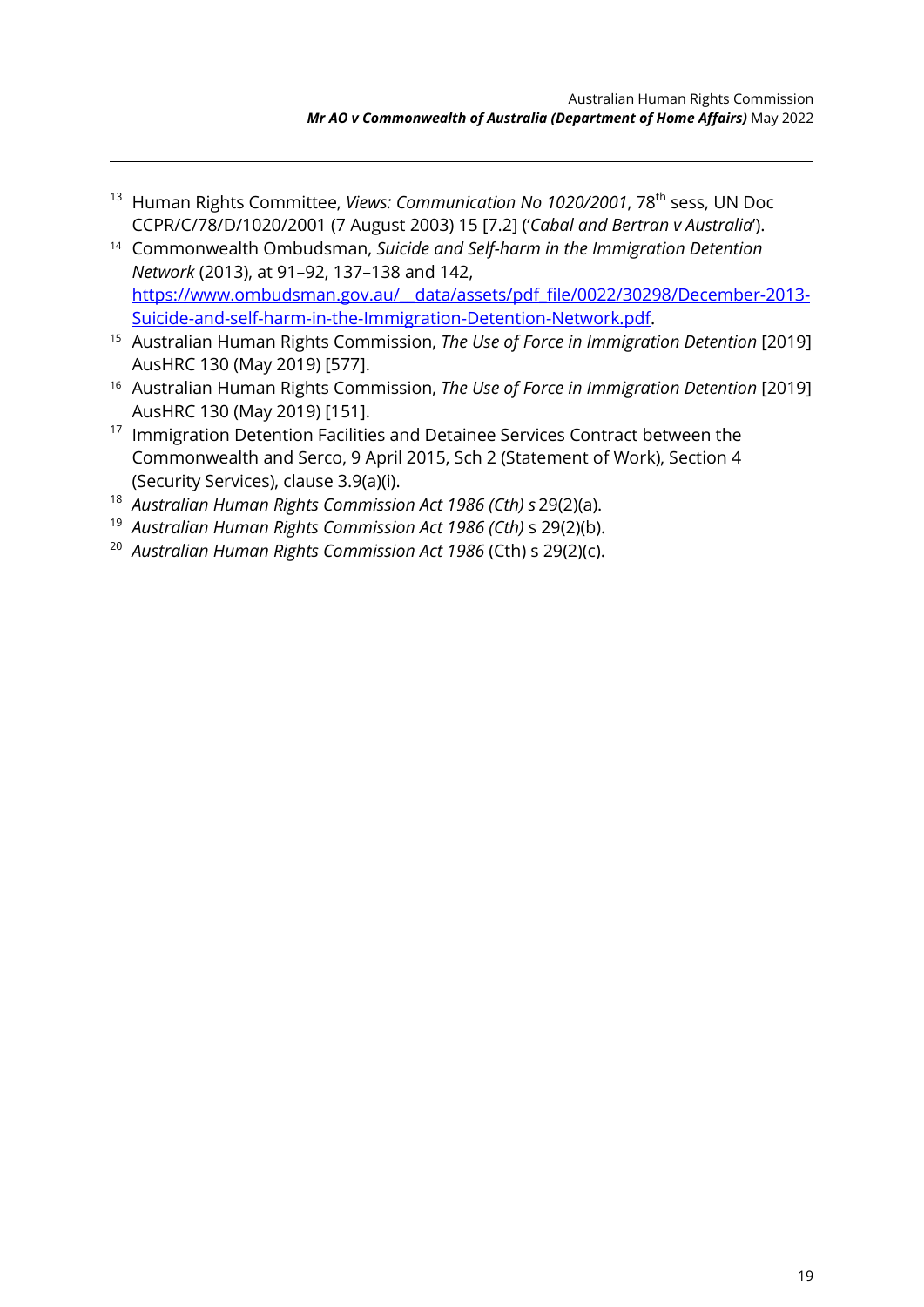13 Human Rights Committee, *Views: Communication No 1020/2001*, 78th sess, UN Doc CCPR/C/78/D/1020/2001 (7 August 2003) 15 [7.2] ('*Cabal and Bertran v Australia*').

14 Commonwealth Ombudsman, *Suicide and Self-harm in the Immigration Detention Network* (2013), at 91–92, 137–138 and 142, [https://www.ombudsman.gov.au/__data/assets/pdf_file/0022/30298/December-2013-Suicide-and-self-harm-in-the-Immigration-Detention-Network.pdf](https://www.ombudsman.gov.au/__data/assets/pdf_file/0022/30298/December-2013-Suicide-and-self-harm-in-the-Immigration-Detention-Network.pdf).

15 Australian Human Rights Commission, *The Use of Force in Immigration Detention* [2019] AusHRC 130 (May 2019) [577].

16 Australian Human Rights Commission, *The Use of Force in Immigration Detention* [2019] AusHRC 130 (May 2019) [151].

17 Immigration Detention Facilities and Detainee Services Contract between the Commonwealth and Serco, 9 April 2015, Sch 2 (Statement of Work), Section 4 (Security Services), clause 3.9(a)(i).

18 *Australian Human Rights Commission Act 1986 (Cth) s* 29(2)(a).

19 *Australian Human Rights Commission Act 1986 (Cth)* s 29(2)(b).

20 *Australian Human Rights Commission Act 1986* (Cth) s 29(2)(c).